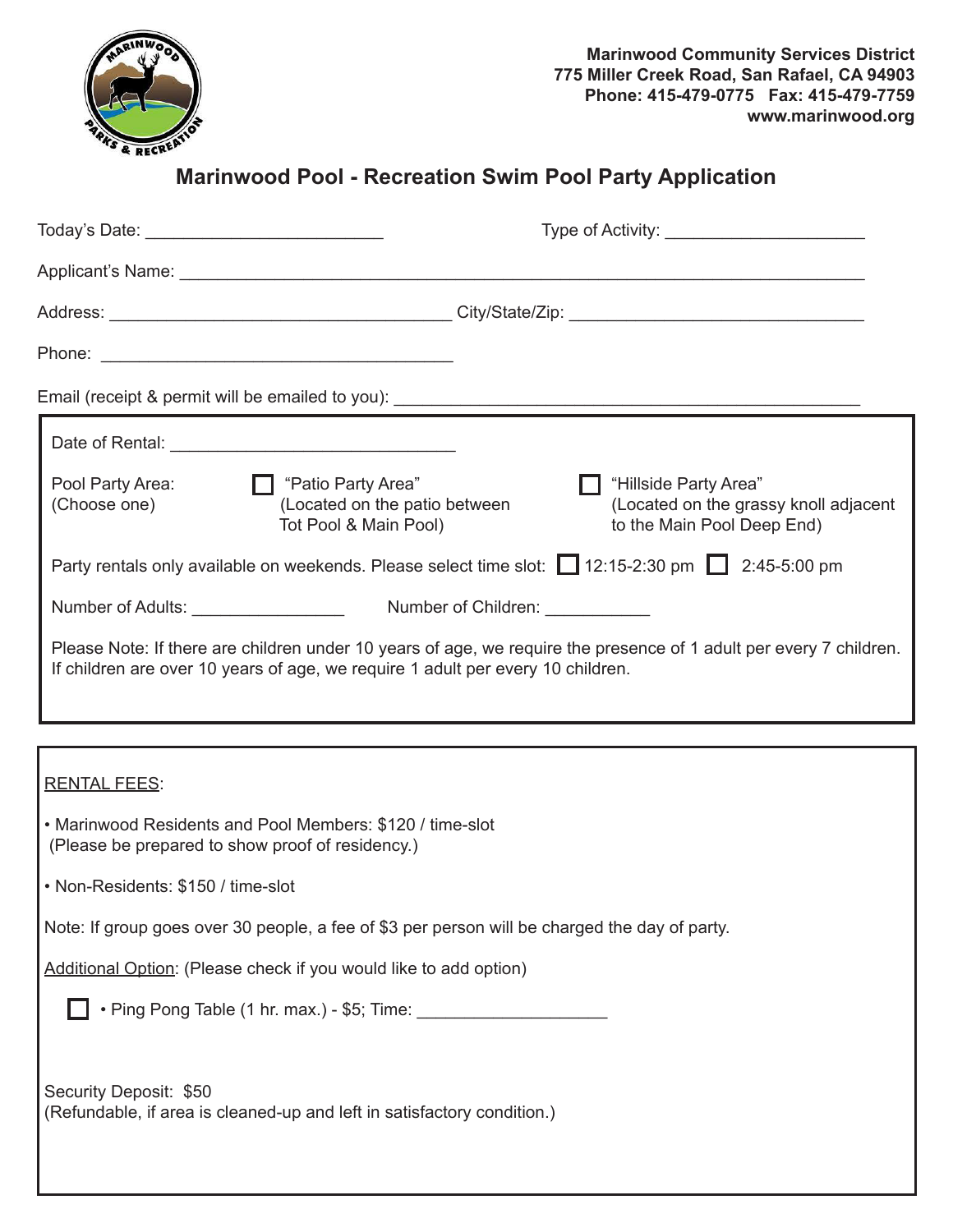Marinwood Community Services District
775 Miller Creek Road, San Rafael, CA 94903
Phone: 415-479-0775 Fax: 415-479-7759
www.marinwood.org

# Marinwood Pool - Recreation Swim Pool Party Application

Today's Date: ________________________ Type of Activity: ____________________

Applicant's Name: ______________________________________________________________________

Address: __________________________________ City/State/Zip: ______________________________

Phone: ___________________________________

Email (receipt & permit will be emailed to you): ______________________________________________

Date of Rental: _____________________________

Pool Party Area: (Choose one)

☐ "Patio Party Area" (Located on the patio between Tot Pool & Main Pool)

☐ "Hillside Party Area" (Located on the grassy knoll adjacent to the Main Pool Deep End)

Party rentals only available on weekends. Please select time slot: ☐ 12:15-2:30 pm ☐ 2:45-5:00 pm

Number of Adults: ______________ Number of Children: __________

Please Note: If there are children under 10 years of age, we require the presence of 1 adult per every 7 children. If children are over 10 years of age, we require 1 adult per every 10 children.

RENTAL FEES:

- Marinwood Residents and Pool Members: $120 / time-slot
  (Please be prepared to show proof of residency.)

- Non-Residents: $150 / time-slot

Note: If group goes over 30 people, a fee of $3 per person will be charged the day of party.

Additional Option: (Please check if you would like to add option)

☐ • Ping Pong Table (1 hr. max.) - $5; Time: ___________________

Security Deposit: $50
(Refundable, if area is cleaned-up and left in satisfactory condition.)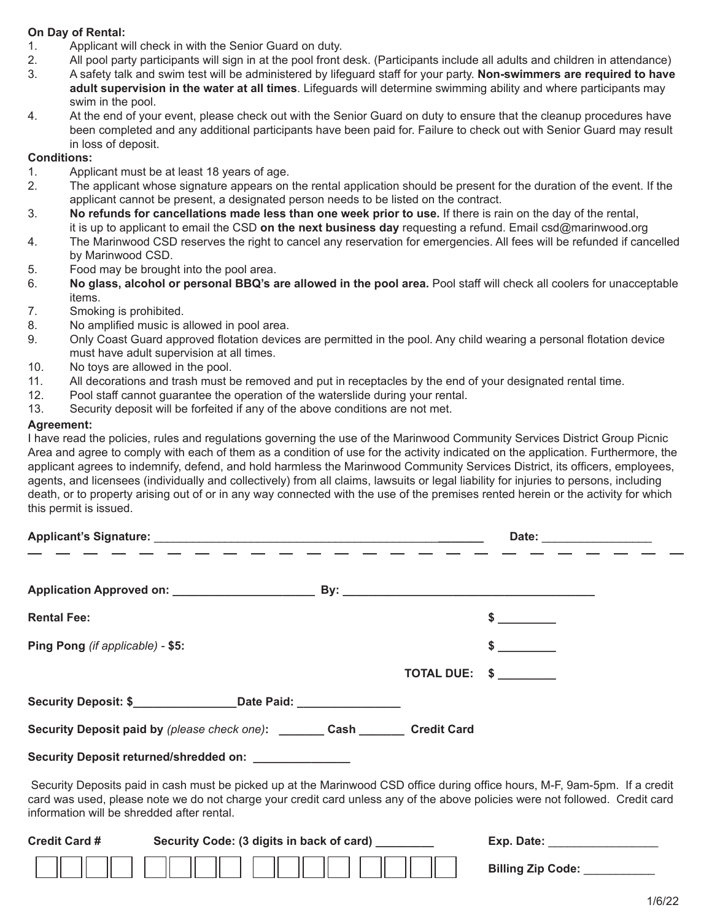**On Day of Rental:**

1. Applicant will check in with the Senior Guard on duty.
2. All pool party participants will sign in at the pool front desk. (Participants include all adults and children in attendance)
3. A safety talk and swim test will be administered by lifeguard staff for your party. **Non-swimmers are required to have adult supervision in the water at all times**. Lifeguards will determine swimming ability and where participants may swim in the pool.
4. At the end of your event, please check out with the Senior Guard on duty to ensure that the cleanup procedures have been completed and any additional participants have been paid for. Failure to check out with Senior Guard may result in loss of deposit.

**Conditions:**

1. Applicant must be at least 18 years of age.
2. The applicant whose signature appears on the rental application should be present for the duration of the event. If the applicant cannot be present, a designated person needs to be listed on the contract.
3. **No refunds for cancellations made less than one week prior to use.** If there is rain on the day of the rental, it is up to applicant to email the CSD **on the next business day** requesting a refund. Email csd@marinwood.org
4. The Marinwood CSD reserves the right to cancel any reservation for emergencies. All fees will be refunded if cancelled by Marinwood CSD.
5. Food may be brought into the pool area.
6. **No glass, alcohol or personal BBQ's are allowed in the pool area.** Pool staff will check all coolers for unacceptable items.
7. Smoking is prohibited.
8. No amplified music is allowed in pool area.
9. Only Coast Guard approved flotation devices are permitted in the pool. Any child wearing a personal flotation device must have adult supervision at all times.
10. No toys are allowed in the pool.
11. All decorations and trash must be removed and put in receptacles by the end of your designated rental time.
12. Pool staff cannot guarantee the operation of the waterslide during your rental.
13. Security deposit will be forfeited if any of the above conditions are not met.

**Agreement:**

I have read the policies, rules and regulations governing the use of the Marinwood Community Services District Group Picnic Area and agree to comply with each of them as a condition of use for the activity indicated on the application. Furthermore, the applicant agrees to indemnify, defend, and hold harmless the Marinwood Community Services District, its officers, employees, agents, and licensees (individually and collectively) from all claims, lawsuits or legal liability for injuries to persons, including death, or to property arising out of or in any way connected with the use of the premises rented herein or the activity for which this permit is issued.

**Applicant's Signature:** ________________________________________________ **Date:** _________________

---

**Application Approved on:** ______________________ **By:** ________________________________________

**Rental Fee:** $ _________

**Ping Pong** *(if applicable)* - **$5:** $ _________

**TOTAL DUE:** $ _________

**Security Deposit: $**________________**Date Paid:** ________________

**Security Deposit paid by** *(please check one)***:** _______ **Cash** _______ **Credit Card**

**Security Deposit returned/shredded on:** _______________

Security Deposits paid in cash must be picked up at the Marinwood CSD office during office hours, M-F, 9am-5pm. If a credit card was used, please note we do not charge your credit card unless any of the above policies were not followed. Credit card information will be shredded after rental.

**Credit Card #** **Security Code: (3 digits in back of card)** _________ **Exp. Date:** _________________

**Billing Zip Code:** ___________

1/6/22